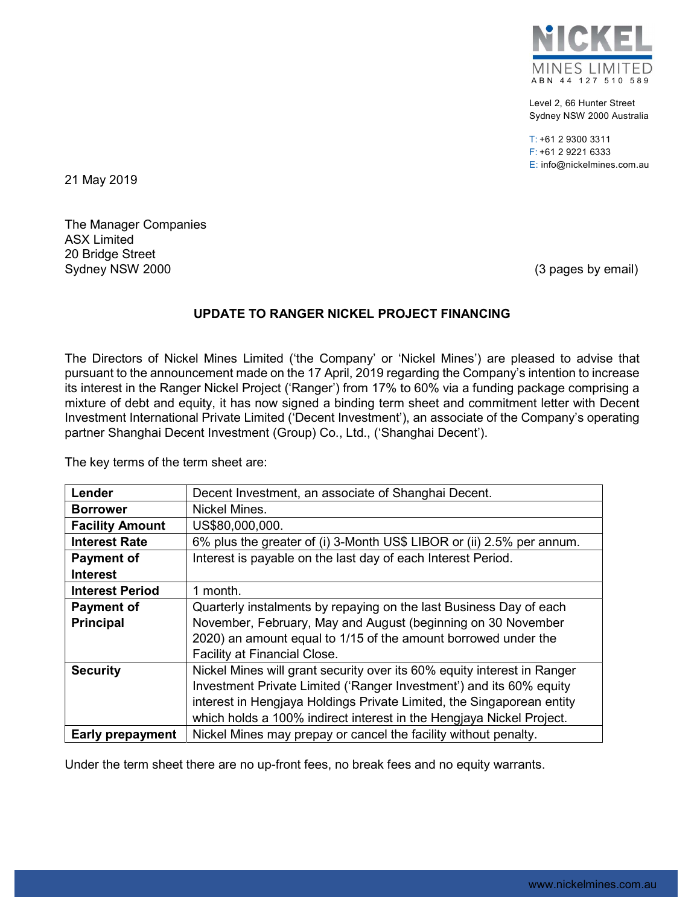NICKEL MINES LIMITED
ABN 44 127 510 589

Level 2, 66 Hunter Street
Sydney NSW 2000 Australia

T: +61 2 9300 3311
F: +61 2 9221 6333
E: info@nickelmines.com.au

21 May 2019

The Manager Companies
ASX Limited
20 Bridge Street
Sydney NSW 2000

(3 pages by email)

## UPDATE TO RANGER NICKEL PROJECT FINANCING

The Directors of Nickel Mines Limited ('the Company' or 'Nickel Mines') are pleased to advise that pursuant to the announcement made on the 17 April, 2019 regarding the Company's intention to increase its interest in the Ranger Nickel Project ('Ranger') from 17% to 60% via a funding package comprising a mixture of debt and equity, it has now signed a binding term sheet and commitment letter with Decent Investment International Private Limited ('Decent Investment'), an associate of the Company's operating partner Shanghai Decent Investment (Group) Co., Ltd., ('Shanghai Decent').

The key terms of the term sheet are:

| | |
|---|---|
| **Lender** | Decent Investment, an associate of Shanghai Decent. |
| **Borrower** | Nickel Mines. |
| **Facility Amount** | US$80,000,000. |
| **Interest Rate** | 6% plus the greater of (i) 3-Month US$ LIBOR or (ii) 2.5% per annum. |
| **Payment of Interest** | Interest is payable on the last day of each Interest Period. |
| **Interest Period** | 1 month. |
| **Payment of Principal** | Quarterly instalments by repaying on the last Business Day of each November, February, May and August (beginning on 30 November 2020) an amount equal to 1/15 of the amount borrowed under the Facility at Financial Close. |
| **Security** | Nickel Mines will grant security over its 60% equity interest in Ranger Investment Private Limited ('Ranger Investment') and its 60% equity interest in Hengjaya Holdings Private Limited, the Singaporean entity which holds a 100% indirect interest in the Hengjaya Nickel Project. |
| **Early prepayment** | Nickel Mines may prepay or cancel the facility without penalty. |

Under the term sheet there are no up-front fees, no break fees and no equity warrants.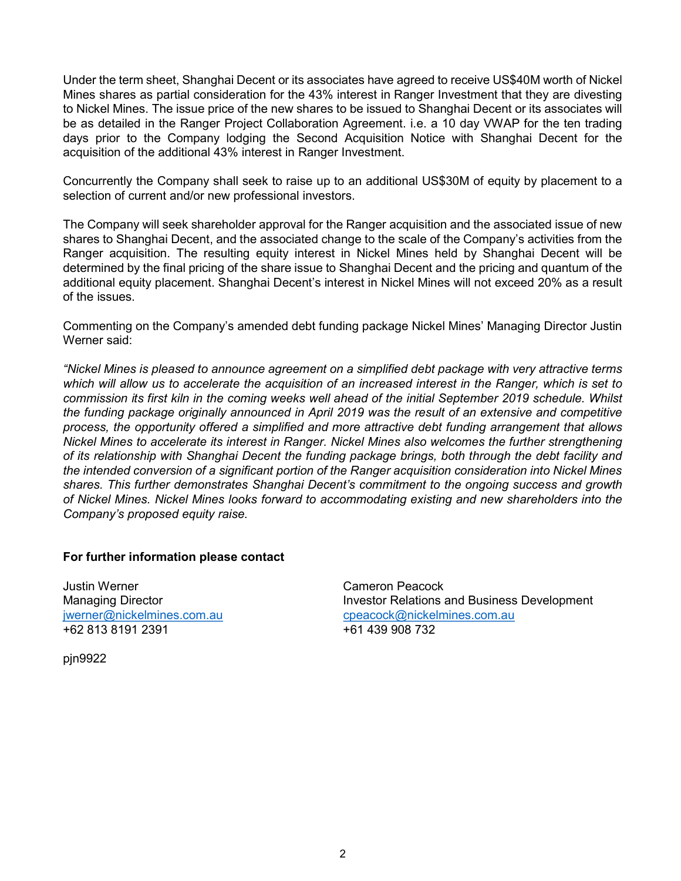Under the term sheet, Shanghai Decent or its associates have agreed to receive US$40M worth of Nickel Mines shares as partial consideration for the 43% interest in Ranger Investment that they are divesting to Nickel Mines. The issue price of the new shares to be issued to Shanghai Decent or its associates will be as detailed in the Ranger Project Collaboration Agreement. i.e. a 10 day VWAP for the ten trading days prior to the Company lodging the Second Acquisition Notice with Shanghai Decent for the acquisition of the additional 43% interest in Ranger Investment.

Concurrently the Company shall seek to raise up to an additional US$30M of equity by placement to a selection of current and/or new professional investors.

The Company will seek shareholder approval for the Ranger acquisition and the associated issue of new shares to Shanghai Decent, and the associated change to the scale of the Company's activities from the Ranger acquisition. The resulting equity interest in Nickel Mines held by Shanghai Decent will be determined by the final pricing of the share issue to Shanghai Decent and the pricing and quantum of the additional equity placement. Shanghai Decent's interest in Nickel Mines will not exceed 20% as a result of the issues.

Commenting on the Company's amended debt funding package Nickel Mines' Managing Director Justin Werner said:

*"Nickel Mines is pleased to announce agreement on a simplified debt package with very attractive terms which will allow us to accelerate the acquisition of an increased interest in the Ranger, which is set to commission its first kiln in the coming weeks well ahead of the initial September 2019 schedule. Whilst the funding package originally announced in April 2019 was the result of an extensive and competitive process, the opportunity offered a simplified and more attractive debt funding arrangement that allows Nickel Mines to accelerate its interest in Ranger. Nickel Mines also welcomes the further strengthening of its relationship with Shanghai Decent the funding package brings, both through the debt facility and the intended conversion of a significant portion of the Ranger acquisition consideration into Nickel Mines shares. This further demonstrates Shanghai Decent's commitment to the ongoing success and growth of Nickel Mines. Nickel Mines looks forward to accommodating existing and new shareholders into the Company's proposed equity raise.*

**For further information please contact**

Justin Werner
Managing Director
jwerner@nickelmines.com.au
+62 813 8191 2391

Cameron Peacock
Investor Relations and Business Development
cpeacock@nickelmines.com.au
+61 439 908 732

pjn9922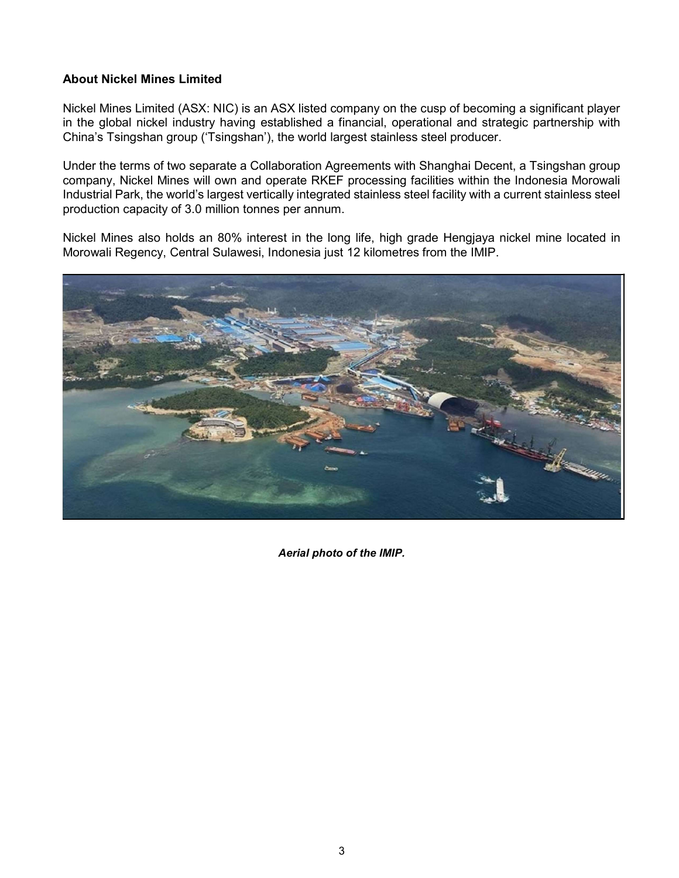**About Nickel Mines Limited**

Nickel Mines Limited (ASX: NIC) is an ASX listed company on the cusp of becoming a significant player in the global nickel industry having established a financial, operational and strategic partnership with China's Tsingshan group ('Tsingshan'), the world largest stainless steel producer.

Under the terms of two separate a Collaboration Agreements with Shanghai Decent, a Tsingshan group company, Nickel Mines will own and operate RKEF processing facilities within the Indonesia Morowali Industrial Park, the world's largest vertically integrated stainless steel facility with a current stainless steel production capacity of 3.0 million tonnes per annum.

Nickel Mines also holds an 80% interest in the long life, high grade Hengjaya nickel mine located in Morowali Regency, Central Sulawesi, Indonesia just 12 kilometres from the IMIP.

***Aerial photo of the IMIP.***